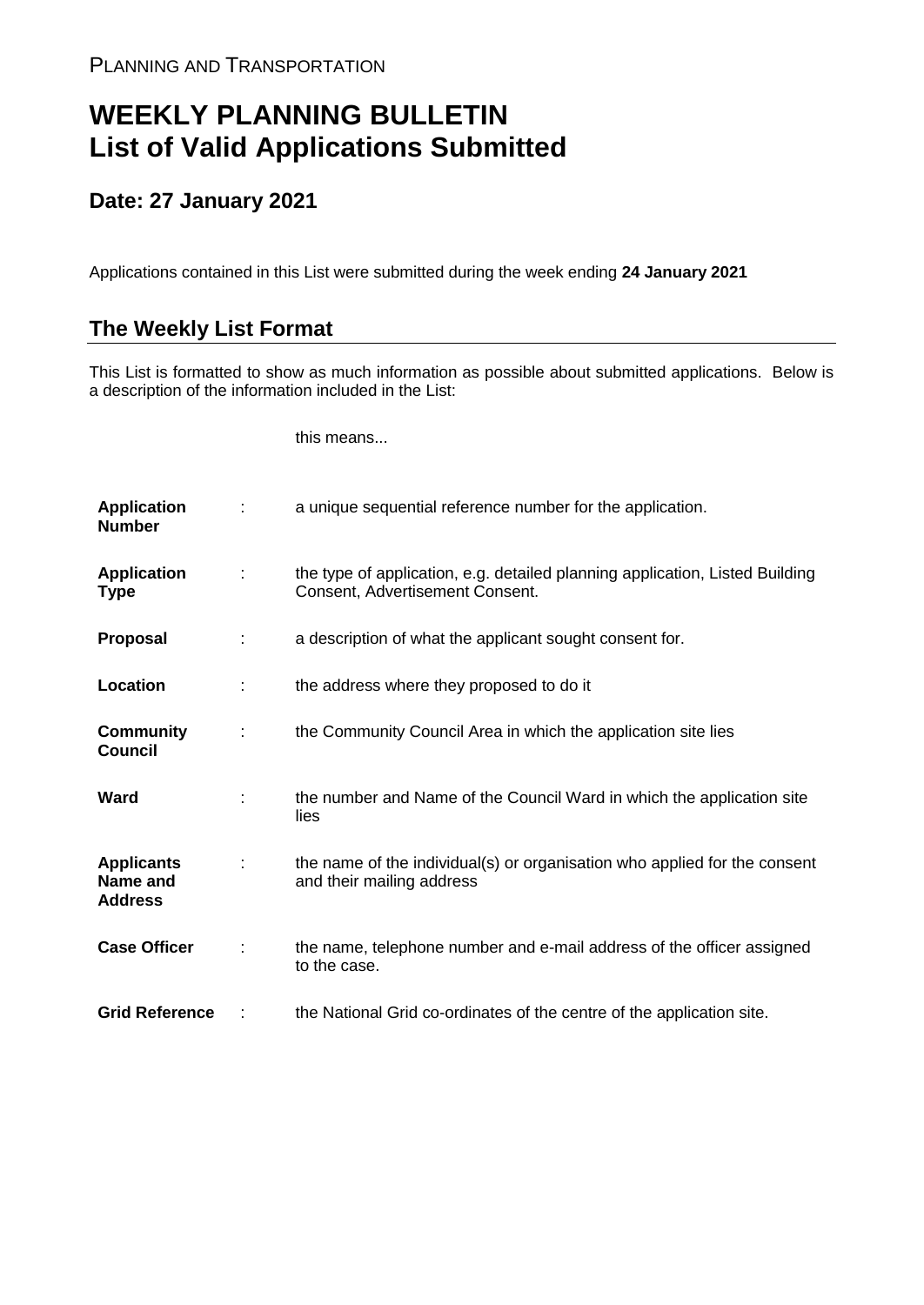PLANNING AND TRANSPORTATION

# WEEKLY PLANNING BULLETIN
# List of Valid Applications Submitted

## Date: 27 January 2021

Applications contained in this List were submitted during the week ending **24 January 2021**

## The Weekly List Format

This List is formatted to show as much information as possible about submitted applications. Below is a description of the information included in the List:

| | | this means... |
|---|---|---|
| **Application Number** | : | a unique sequential reference number for the application. |
| **Application Type** | : | the type of application, e.g. detailed planning application, Listed Building Consent, Advertisement Consent. |
| **Proposal** | : | a description of what the applicant sought consent for. |
| **Location** | : | the address where they proposed to do it |
| **Community Council** | : | the Community Council Area in which the application site lies |
| **Ward** | : | the number and Name of the Council Ward in which the application site lies |
| **Applicants Name and Address** | : | the name of the individual(s) or organisation who applied for the consent and their mailing address |
| **Case Officer** | : | the name, telephone number and e-mail address of the officer assigned to the case. |
| **Grid Reference** | : | the National Grid co-ordinates of the centre of the application site. |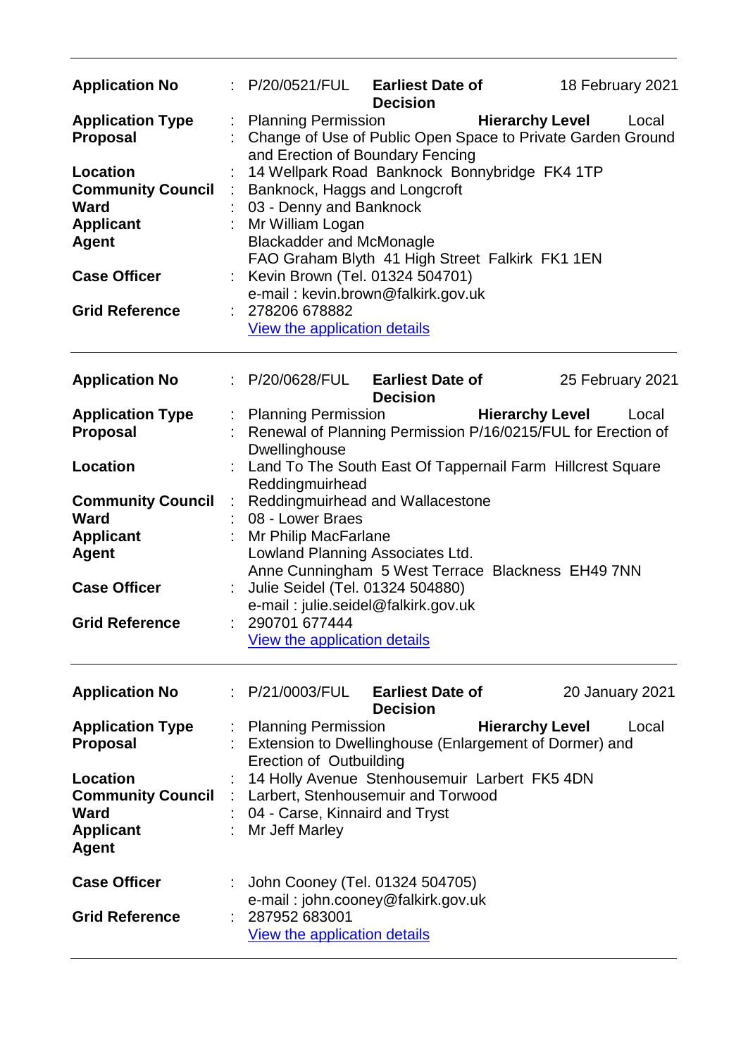---

| | | |
|---|---|---|
| **Application No** | : | P/20/0521/FUL **Earliest Date of Decision** 18 February 2021 |
| **Application Type** | : | Planning Permission **Hierarchy Level** Local |
| **Proposal** | : | Change of Use of Public Open Space to Private Garden Ground and Erection of Boundary Fencing |
| **Location** | : | 14 Wellpark Road Banknock Bonnybridge FK4 1TP |
| **Community Council** | : | Banknock, Haggs and Longcroft |
| **Ward** | : | 03 - Denny and Banknock |
| **Applicant** | : | Mr William Logan |
| **Agent** | | Blackadder and McMonagle<br>FAO Graham Blyth 41 High Street Falkirk FK1 1EN |
| **Case Officer** | : | Kevin Brown (Tel. 01324 504701)<br>e-mail : kevin.brown@falkirk.gov.uk |
| **Grid Reference** | : | 278206 678882<br>[View the application details]() |

---

| | | |
|---|---|---|
| **Application No** | : | P/20/0628/FUL **Earliest Date of Decision** 25 February 2021 |
| **Application Type** | : | Planning Permission **Hierarchy Level** Local |
| **Proposal** | : | Renewal of Planning Permission P/16/0215/FUL for Erection of Dwellinghouse |
| **Location** | : | Land To The South East Of Tappernail Farm Hillcrest Square Reddingmuirhead |
| **Community Council** | : | Reddingmuirhead and Wallacestone |
| **Ward** | : | 08 - Lower Braes |
| **Applicant** | : | Mr Philip MacFarlane |
| **Agent** | | Lowland Planning Associates Ltd.<br>Anne Cunningham 5 West Terrace Blackness EH49 7NN |
| **Case Officer** | : | Julie Seidel (Tel. 01324 504880)<br>e-mail : julie.seidel@falkirk.gov.uk |
| **Grid Reference** | : | 290701 677444<br>[View the application details]() |

---

| | | |
|---|---|---|
| **Application No** | : | P/21/0003/FUL **Earliest Date of Decision** 20 January 2021 |
| **Application Type** | : | Planning Permission **Hierarchy Level** Local |
| **Proposal** | : | Extension to Dwellinghouse (Enlargement of Dormer) and Erection of Outbuilding |
| **Location** | : | 14 Holly Avenue Stenhousemuir Larbert FK5 4DN |
| **Community Council** | : | Larbert, Stenhousemuir and Torwood |
| **Ward** | : | 04 - Carse, Kinnaird and Tryst |
| **Applicant** | : | Mr Jeff Marley |
| **Agent** | | |
| **Case Officer** | : | John Cooney (Tel. 01324 504705)<br>e-mail : john.cooney@falkirk.gov.uk |
| **Grid Reference** | : | 287952 683001<br>[View the application details]() |

---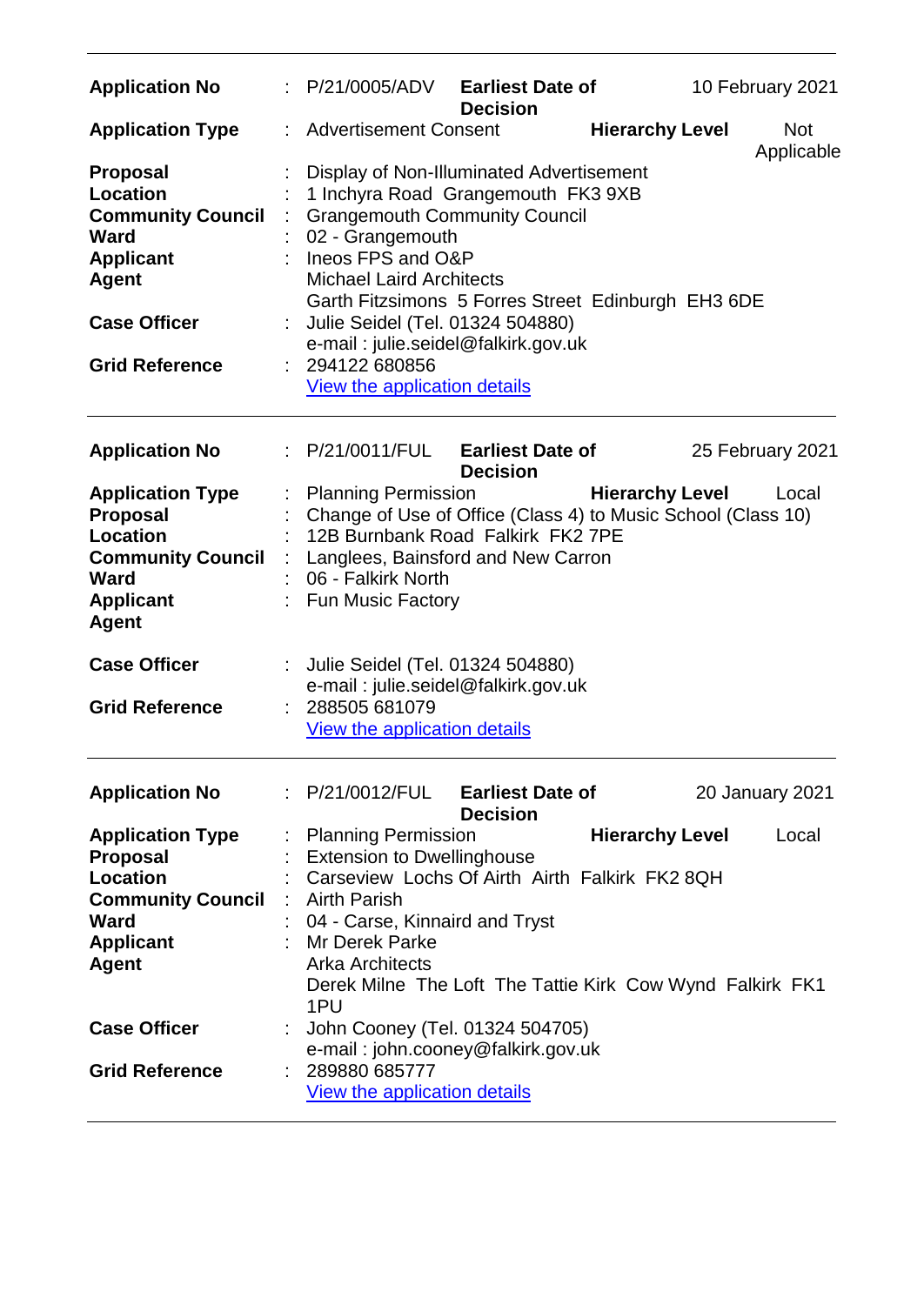| | | | | |
|---|---|---|---|---|
| **Application No** | : P/21/0005/ADV | **Earliest Date of Decision** | | 10 February 2021 |
| **Application Type** | : Advertisement Consent | | **Hierarchy Level** | Not Applicable |
| **Proposal** | : Display of Non-Illuminated Advertisement | | | |
| **Location** | : 1 Inchyra Road Grangemouth FK3 9XB | | | |
| **Community Council** | : Grangemouth Community Council | | | |
| **Ward** | : 02 - Grangemouth | | | |
| **Applicant** | : Ineos FPS and O&P | | | |
| **Agent** | Michael Laird Architects<br>Garth Fitzsimons 5 Forres Street Edinburgh EH3 6DE | | | |
| **Case Officer** | : Julie Seidel (Tel. 01324 504880)<br>e-mail : julie.seidel@falkirk.gov.uk | | | |
| **Grid Reference** | : 294122 680856<br>View the application details | | | |

| | | | | |
|---|---|---|---|---|
| **Application No** | : P/21/0011/FUL | **Earliest Date of Decision** | | 25 February 2021 |
| **Application Type** | : Planning Permission | | **Hierarchy Level** | Local |
| **Proposal** | : Change of Use of Office (Class 4) to Music School (Class 10) | | | |
| **Location** | : 12B Burnbank Road Falkirk FK2 7PE | | | |
| **Community Council** | : Langlees, Bainsford and New Carron | | | |
| **Ward** | : 06 - Falkirk North | | | |
| **Applicant** | : Fun Music Factory | | | |
| **Agent** | | | | |
| **Case Officer** | : Julie Seidel (Tel. 01324 504880)<br>e-mail : julie.seidel@falkirk.gov.uk | | | |
| **Grid Reference** | : 288505 681079<br>View the application details | | | |

| | | | | |
|---|---|---|---|---|
| **Application No** | : P/21/0012/FUL | **Earliest Date of Decision** | | 20 January 2021 |
| **Application Type** | : Planning Permission | | **Hierarchy Level** | Local |
| **Proposal** | : Extension to Dwellinghouse | | | |
| **Location** | : Carseview Lochs Of Airth Airth Falkirk FK2 8QH | | | |
| **Community Council** | : Airth Parish | | | |
| **Ward** | : 04 - Carse, Kinnaird and Tryst | | | |
| **Applicant** | : Mr Derek Parke | | | |
| **Agent** | Arka Architects<br>Derek Milne The Loft The Tattie Kirk Cow Wynd Falkirk FK1 1PU | | | |
| **Case Officer** | : John Cooney (Tel. 01324 504705)<br>e-mail : john.cooney@falkirk.gov.uk | | | |
| **Grid Reference** | : 289880 685777<br>View the application details | | | |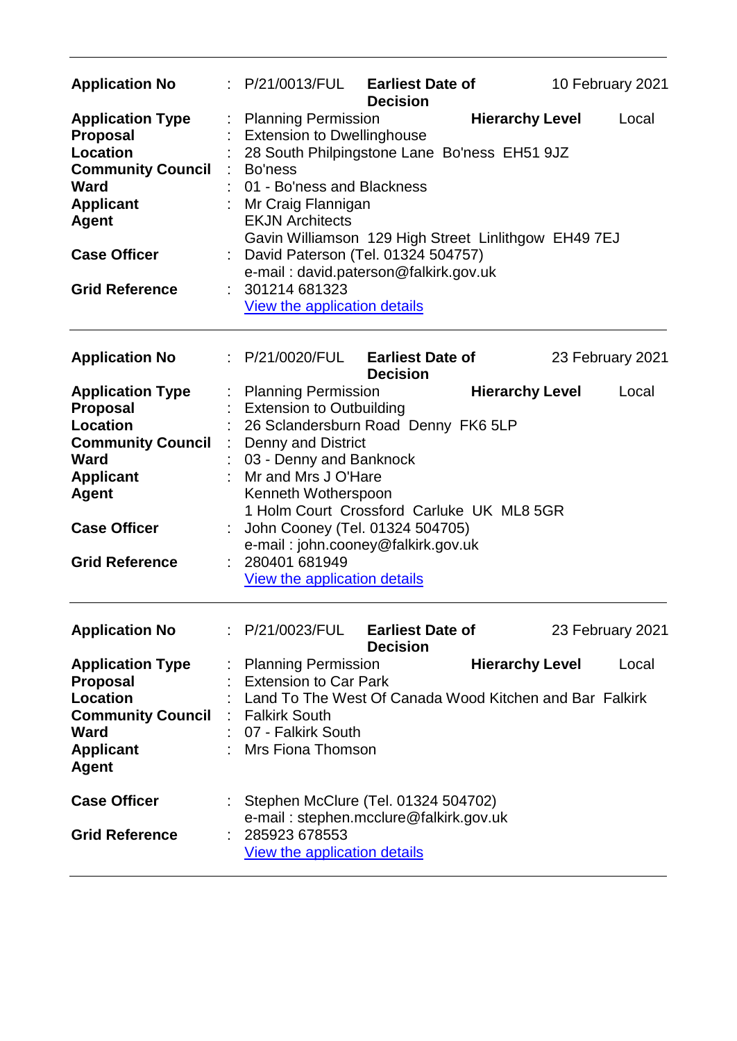| | | | | |
|---|---|---|---|---|
| **Application No** | : P/21/0013/FUL | **Earliest Date of Decision** | | 10 February 2021 |
| **Application Type** | : Planning Permission | | **Hierarchy Level** | Local |
| **Proposal** | : Extension to Dwellinghouse | | | |
| **Location** | : 28 South Philpingstone Lane Bo'ness EH51 9JZ | | | |
| **Community Council** | : Bo'ness | | | |
| **Ward** | : 01 - Bo'ness and Blackness | | | |
| **Applicant** | : Mr Craig Flannigan | | | |
| **Agent** | EKJN Architects<br>Gavin Williamson 129 High Street Linlithgow EH49 7EJ | | | |
| **Case Officer** | : David Paterson (Tel. 01324 504757)<br>e-mail : david.paterson@falkirk.gov.uk | | | |
| **Grid Reference** | : 301214 681323<br>View the application details | | | |

---

| | | | | |
|---|---|---|---|---|
| **Application No** | : P/21/0020/FUL | **Earliest Date of Decision** | | 23 February 2021 |
| **Application Type** | : Planning Permission | | **Hierarchy Level** | Local |
| **Proposal** | : Extension to Outbuilding | | | |
| **Location** | : 26 Sclandersburn Road Denny FK6 5LP | | | |
| **Community Council** | : Denny and District | | | |
| **Ward** | : 03 - Denny and Banknock | | | |
| **Applicant** | : Mr and Mrs J O'Hare | | | |
| **Agent** | Kenneth Wotherspoon<br>1 Holm Court Crossford Carluke UK ML8 5GR | | | |
| **Case Officer** | : John Cooney (Tel. 01324 504705)<br>e-mail : john.cooney@falkirk.gov.uk | | | |
| **Grid Reference** | : 280401 681949<br>View the application details | | | |

---

| | | | | |
|---|---|---|---|---|
| **Application No** | : P/21/0023/FUL | **Earliest Date of Decision** | | 23 February 2021 |
| **Application Type** | : Planning Permission | | **Hierarchy Level** | Local |
| **Proposal** | : Extension to Car Park | | | |
| **Location** | : Land To The West Of Canada Wood Kitchen and Bar Falkirk | | | |
| **Community Council** | : Falkirk South | | | |
| **Ward** | : 07 - Falkirk South | | | |
| **Applicant** | : Mrs Fiona Thomson | | | |
| **Agent** | | | | |
| **Case Officer** | : Stephen McClure (Tel. 01324 504702)<br>e-mail : stephen.mcclure@falkirk.gov.uk | | | |
| **Grid Reference** | : 285923 678553<br>View the application details | | | |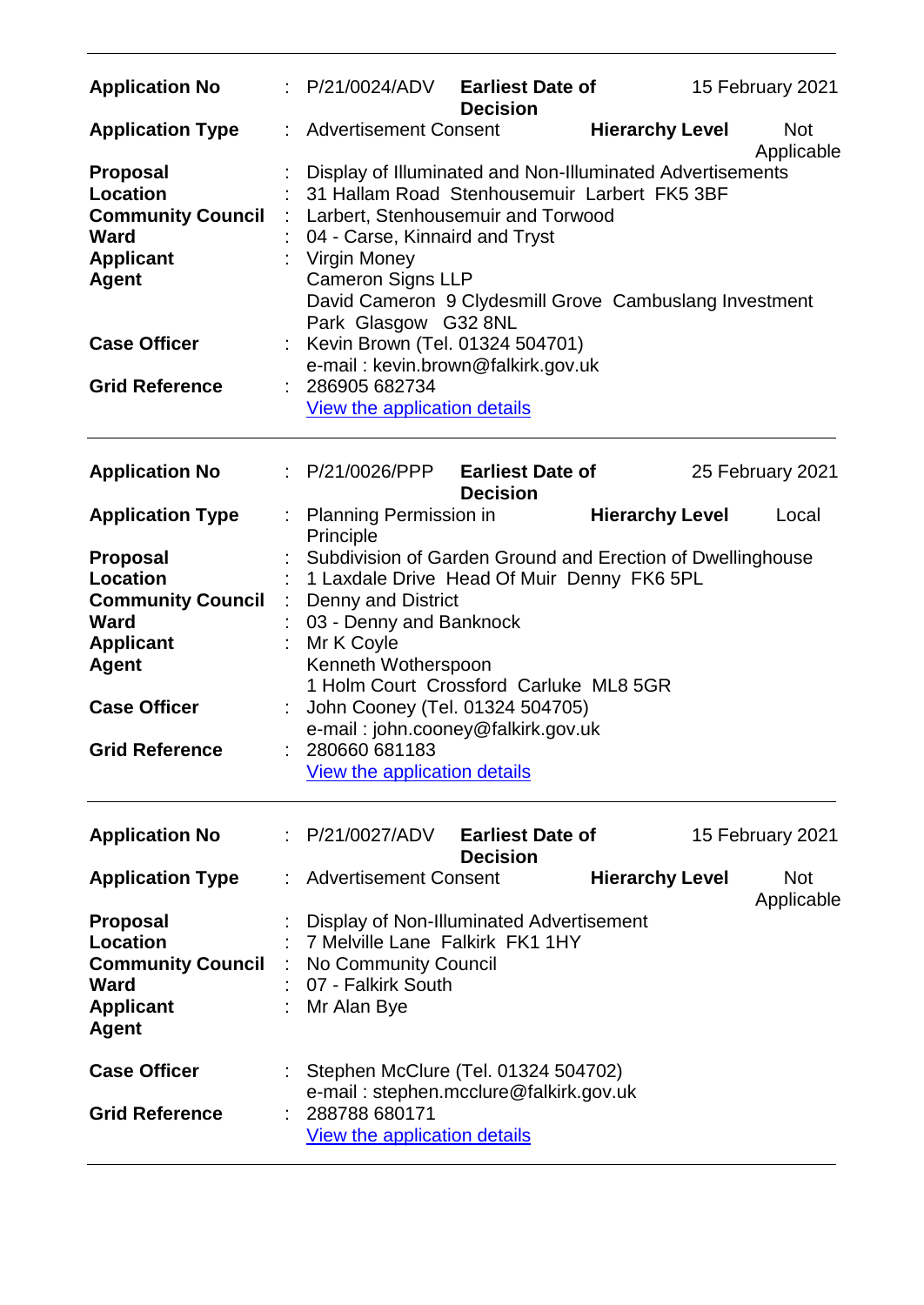| | | | | |
|---|---|---|---|---|
| **Application No** | P/21/0024/ADV | **Earliest Date of Decision** | 15 February 2021 | |
| **Application Type** | Advertisement Consent | **Hierarchy Level** | Not Applicable | |
| **Proposal** | Display of Illuminated and Non-Illuminated Advertisements | | | |
| **Location** | 31 Hallam Road Stenhousemuir Larbert FK5 3BF | | | |
| **Community Council** | Larbert, Stenhousemuir and Torwood | | | |
| **Ward** | 04 - Carse, Kinnaird and Tryst | | | |
| **Applicant** | Virgin Money | | | |
| **Agent** | Cameron Signs LLP<br>David Cameron 9 Clydesmill Grove Cambuslang Investment Park Glasgow G32 8NL | | | |
| **Case Officer** | Kevin Brown (Tel. 01324 504701)<br>e-mail : kevin.brown@falkirk.gov.uk | | | |
| **Grid Reference** | 286905 682734<br>View the application details | | | |

| | | | | |
|---|---|---|---|---|
| **Application No** | P/21/0026/PPP | **Earliest Date of Decision** | 25 February 2021 | |
| **Application Type** | Planning Permission in Principle | **Hierarchy Level** | Local | |
| **Proposal** | Subdivision of Garden Ground and Erection of Dwellinghouse | | | |
| **Location** | 1 Laxdale Drive Head Of Muir Denny FK6 5PL | | | |
| **Community Council** | Denny and District | | | |
| **Ward** | 03 - Denny and Banknock | | | |
| **Applicant** | Mr K Coyle | | | |
| **Agent** | Kenneth Wotherspoon<br>1 Holm Court Crossford Carluke ML8 5GR | | | |
| **Case Officer** | John Cooney (Tel. 01324 504705)<br>e-mail : john.cooney@falkirk.gov.uk | | | |
| **Grid Reference** | 280660 681183<br>View the application details | | | |

| | | | | |
|---|---|---|---|---|
| **Application No** | P/21/0027/ADV | **Earliest Date of Decision** | 15 February 2021 | |
| **Application Type** | Advertisement Consent | **Hierarchy Level** | Not Applicable | |
| **Proposal** | Display of Non-Illuminated Advertisement | | | |
| **Location** | 7 Melville Lane Falkirk FK1 1HY | | | |
| **Community Council** | No Community Council | | | |
| **Ward** | 07 - Falkirk South | | | |
| **Applicant** | Mr Alan Bye | | | |
| **Agent** | | | | |
| **Case Officer** | Stephen McClure (Tel. 01324 504702)<br>e-mail : stephen.mcclure@falkirk.gov.uk | | | |
| **Grid Reference** | 288788 680171<br>View the application details | | | |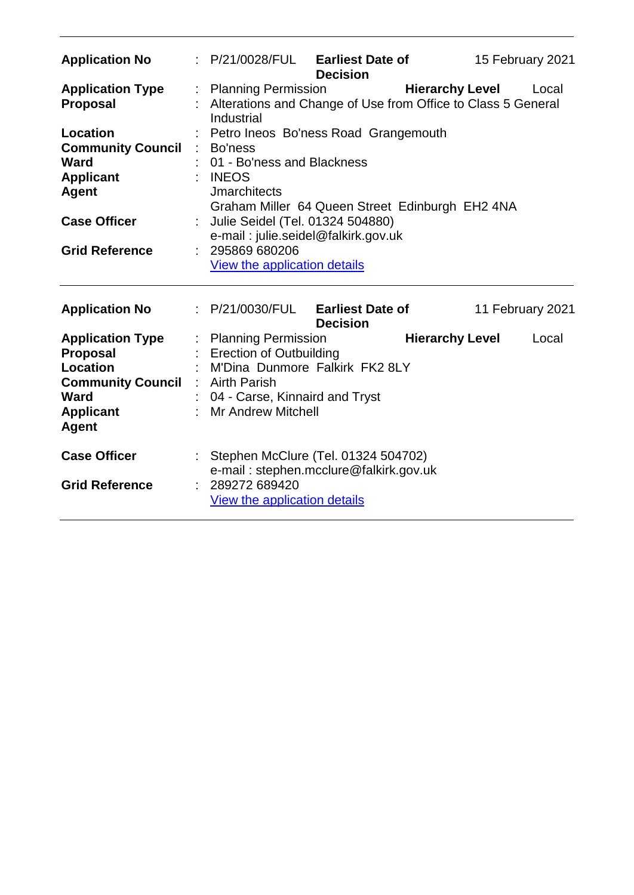| | | | | |
|---|---|---|---|---|
| **Application No** | : P/21/0028/FUL | **Earliest Date of Decision** | | 15 February 2021 |
| **Application Type** | : Planning Permission | | **Hierarchy Level** | Local |
| **Proposal** | : Alterations and Change of Use from Office to Class 5 General Industrial | | | |
| **Location** | : Petro Ineos Bo'ness Road Grangemouth | | | |
| **Community Council** | : Bo'ness | | | |
| **Ward** | : 01 - Bo'ness and Blackness | | | |
| **Applicant** | : INEOS | | | |
| **Agent** | Jmarchitects<br>Graham Miller 64 Queen Street Edinburgh EH2 4NA | | | |
| **Case Officer** | : Julie Seidel (Tel. 01324 504880)<br>e-mail : julie.seidel@falkirk.gov.uk | | | |
| **Grid Reference** | : 295869 680206<br>View the application details | | | |

| | | | | |
|---|---|---|---|---|
| **Application No** | : P/21/0030/FUL | **Earliest Date of Decision** | | 11 February 2021 |
| **Application Type** | : Planning Permission | | **Hierarchy Level** | Local |
| **Proposal** | : Erection of Outbuilding | | | |
| **Location** | : M'Dina Dunmore Falkirk FK2 8LY | | | |
| **Community Council** | : Airth Parish | | | |
| **Ward** | : 04 - Carse, Kinnaird and Tryst | | | |
| **Applicant** | : Mr Andrew Mitchell | | | |
| **Agent** | | | | |
| **Case Officer** | : Stephen McClure (Tel. 01324 504702)<br>e-mail : stephen.mcclure@falkirk.gov.uk | | | |
| **Grid Reference** | : 289272 689420<br>View the application details | | | |